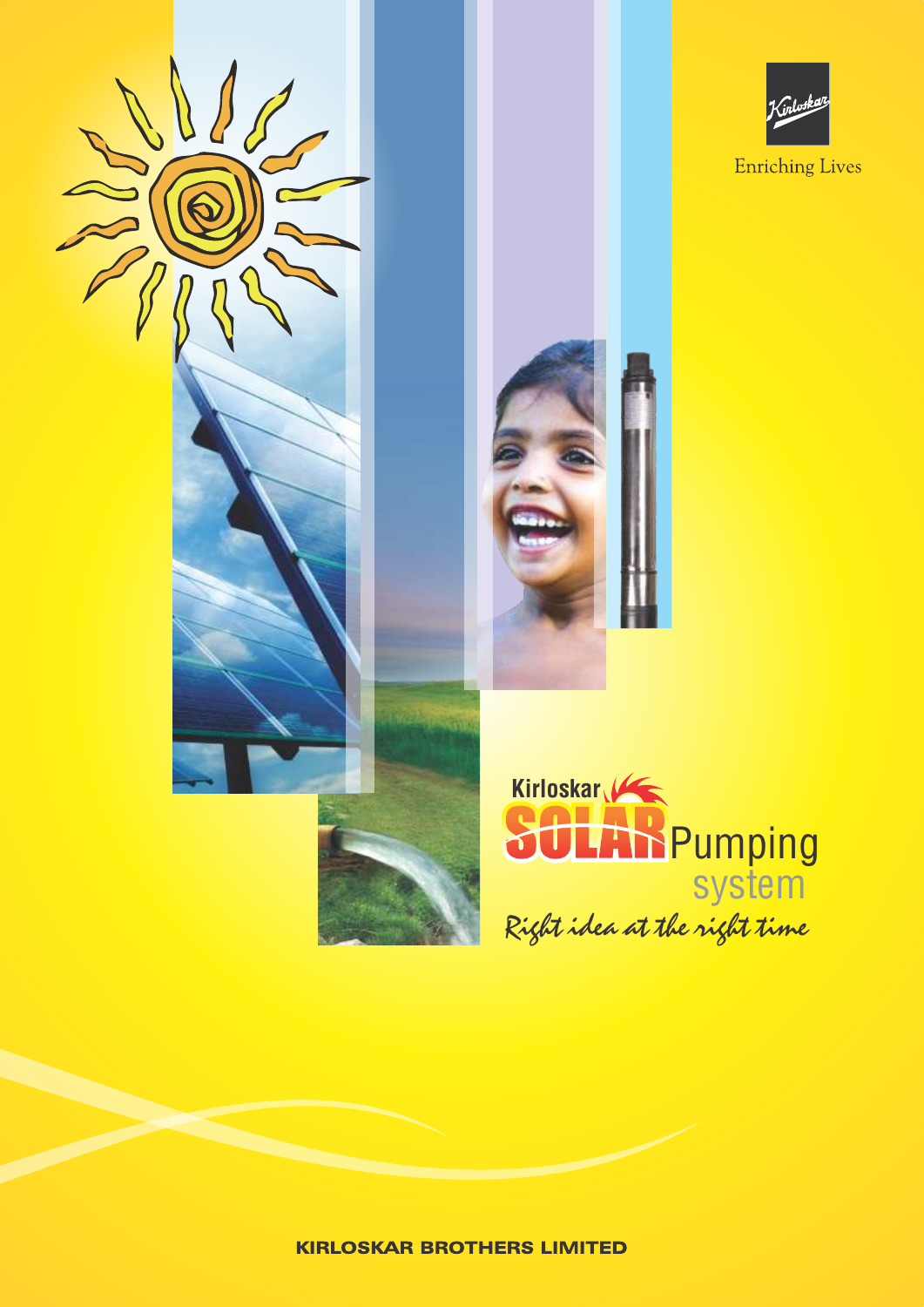Enriching Lives

# Kirloskar SOLAR Pumping system

*Right idea at the right time*

**KIRLOSKAR BROTHERS LIMITED**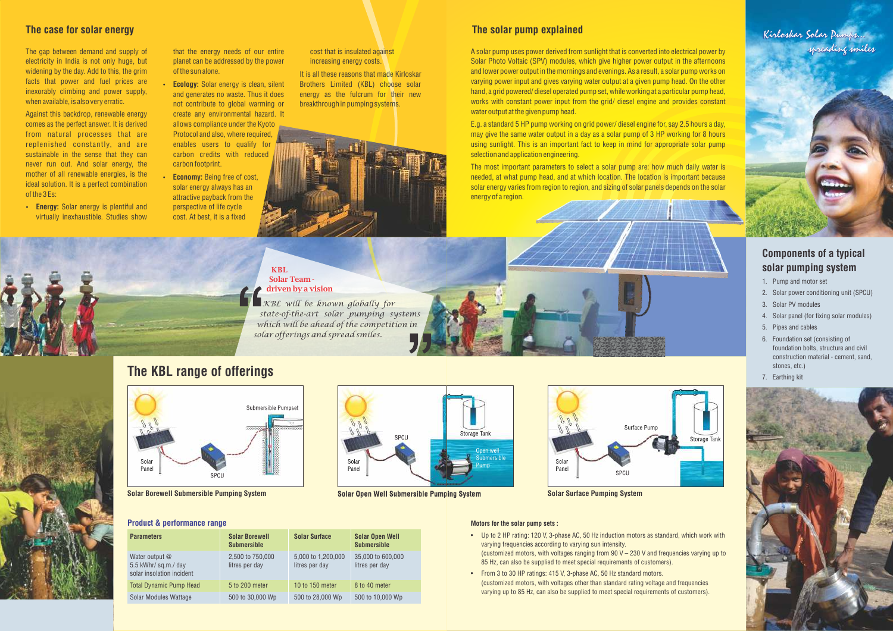## The case for solar energy

The gap between demand and supply of electricity in India is not only huge, but widening by the day. Add to this, the grim facts that power and fuel prices are inexorably climbing and power supply, when available, is also very erratic.

Against this backdrop, renewable energy comes as the perfect answer. It is derived from natural processes that are replenished constantly, and are sustainable in the sense that they can never run out. And solar energy, the mother of all renewable energies, is the ideal solution. It is a perfect combination of the 3 Es:

- **Energy:** Solar energy is plentiful and virtually inexhaustible. Studies show that the energy needs of our entire planet can be addressed by the power of the sun alone.
- **Ecology:** Solar energy is clean, silent and generates no waste. Thus it does not contribute to global warming or create any environmental hazard. It allows compliance under the Kyoto Protocol and also, where required, enables users to qualify for carbon credits with reduced carbon footprint.
- **Economy:** Being free of cost, solar energy always has an attractive payback from the perspective of life cycle cost. At best, it is a fixed cost that is insulated against increasing energy costs.

It is all these reasons that made Kirloskar Brothers Limited (KBL) choose solar energy as the fulcrum for their new breakthrough in pumping systems.

## The solar pump explained

A solar pump uses power derived from sunlight that is converted into electrical power by Solar Photo Voltaic (SPV) modules, which give higher power output in the afternoons and lower power output in the mornings and evenings. As a result, a solar pump works on varying power input and gives varying water output at a given pump head. On the other hand, a grid powered/ diesel operated pump set, while working at a particular pump head, works with constant power input from the grid/ diesel engine and provides constant water output at the given pump head.

E.g. a standard 5 HP pump working on grid power/ diesel engine for, say 2.5 hours a day, may give the same water output in a day as a solar pump of 3 HP working for 8 hours using sunlight. This is an important fact to keep in mind for appropriate solar pump selection and application engineering.

The most important parameters to select a solar pump are: how much daily water is needed, at what pump head, and at which location. The location is important because solar energy varies from region to region, and sizing of solar panels depends on the solar energy of a region.

*Kirloskar Solar Pumps... spreading smiles*

## Components of a typical solar pumping system

1. Pump and motor set
2. Solar power conditioning unit (SPCU)
3. Solar PV modules
4. Solar panel (for fixing solar modules)
5. Pipes and cables
6. Foundation set (consisting of foundation bolts, structure and civil construction material - cement, sand, stones, etc.)
7. Earthing kit

**KBL Solar Team - driven by a vision**

*"KBL will be known globally for state-of-the-art solar pumping systems which will be ahead of the competition in solar offerings and spread smiles."*

## The KBL range of offerings

Solar Panel, SPCU, Submersible Pumpset

Solar Borewell Submersible Pumping System

Solar Panel, SPCU, Storage Tank, Open well Submersible Pump

Solar Open Well Submersible Pumping System

Solar Panel, SPCU, Surface Pump, Storage Tank

Solar Surface Pumping System

### Product & performance range

| Parameters | Solar Borewell Submersible | Solar Surface | Solar Open Well Submersible |
|---|---|---|---|
| Water output @ 5.5 kWhr/ sq.m./ day solar insolation incident | 2,500 to 750,000 litres per day | 5,000 to 1,200,000 litres per day | 35,000 to 600,000 litres per day |
| Total Dynamic Pump Head | 5 to 200 meter | 10 to 150 meter | 8 to 40 meter |
| Solar Modules Wattage | 500 to 30,000 Wp | 500 to 28,000 Wp | 500 to 10,000 Wp |

**Motors for the solar pump sets :**

- Up to 2 HP rating: 120 V, 3-phase AC, 50 Hz induction motors as standard, which work with varying frequencies according to varying sun intensity.
  (customized motors, with voltages ranging from 90 V – 230 V and frequencies varying up to 85 Hz, can also be supplied to meet special requirements of customers).
- From 3 to 30 HP ratings: 415 V, 3-phase AC, 50 Hz standard motors.
  (customized motors, with voltages other than standard rating voltage and frequencies varying up to 85 Hz, can also be supplied to meet special requirements of customers).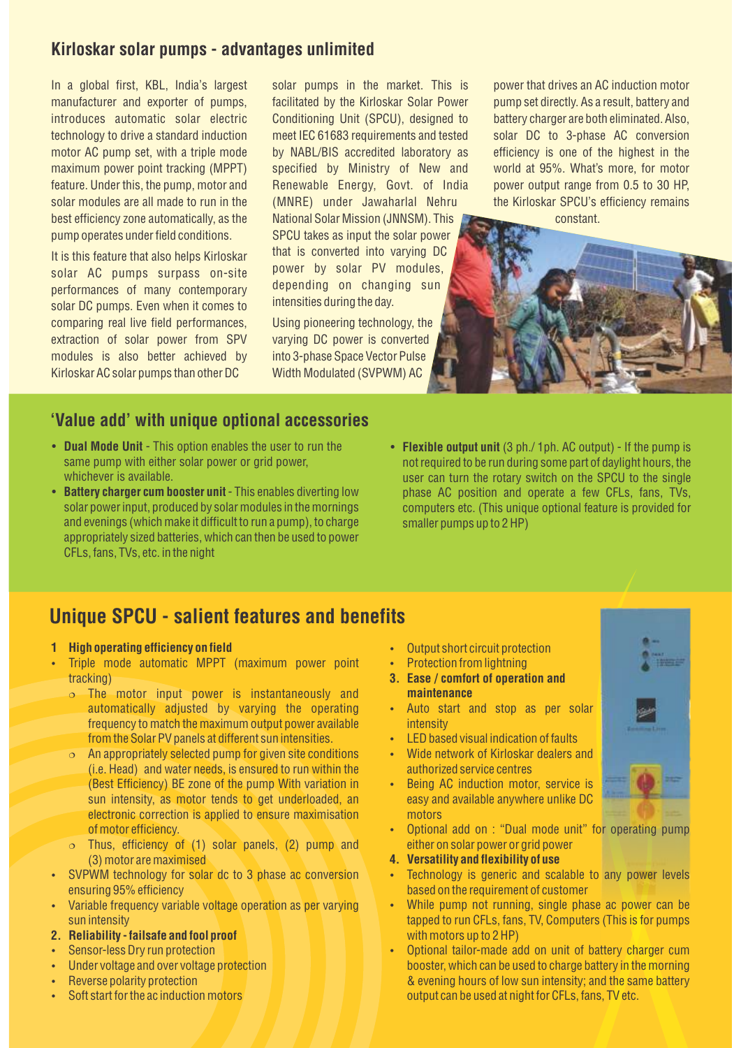## Kirloskar solar pumps - advantages unlimited

In a global first, KBL, India's largest manufacturer and exporter of pumps, introduces automatic solar electric technology to drive a standard induction motor AC pump set, with a triple mode maximum power point tracking (MPPT) feature. Under this, the pump, motor and solar modules are all made to run in the best efficiency zone automatically, as the pump operates under field conditions.

It is this feature that also helps Kirloskar solar AC pumps surpass on-site performances of many contemporary solar DC pumps. Even when it comes to comparing real live field performances, extraction of solar power from SPV modules is also better achieved by Kirloskar AC solar pumps than other DC solar pumps in the market. This is facilitated by the Kirloskar Solar Power Conditioning Unit (SPCU), designed to meet IEC 61683 requirements and tested by NABL/BIS accredited laboratory as specified by Ministry of New and Renewable Energy, Govt. of India (MNRE) under Jawaharlal Nehru National Solar Mission (JNNSM). This SPCU takes as input the solar power that is converted into varying DC power by solar PV modules, depending on changing sun intensities during the day.

Using pioneering technology, the varying DC power is converted into 3-phase Space Vector Pulse Width Modulated (SVPWM) AC power that drives an AC induction motor pump set directly. As a result, battery and battery charger are both eliminated. Also, solar DC to 3-phase AC conversion efficiency is one of the highest in the world at 95%. What's more, for motor power output range from 0.5 to 30 HP, the Kirloskar SPCU's efficiency remains constant.

## 'Value add' with unique optional accessories

- **Dual Mode Unit** - This option enables the user to run the same pump with either solar power or grid power, whichever is available.
- **Battery charger cum booster unit** - This enables diverting low solar power input, produced by solar modules in the mornings and evenings (which make it difficult to run a pump), to charge appropriately sized batteries, which can then be used to power CFLs, fans, TVs, etc. in the night
- **Flexible output unit** (3 ph./ 1ph. AC output) - If the pump is not required to be run during some part of daylight hours, the user can turn the rotary switch on the SPCU to the single phase AC position and operate a few CFLs, fans, TVs, computers etc. (This unique optional feature is provided for smaller pumps up to 2 HP)

## Unique SPCU - salient features and benefits

**1 High operating efficiency on field**

- Triple mode automatic MPPT (maximum power point tracking)
  - The motor input power is instantaneously and automatically adjusted by varying the operating frequency to match the maximum output power available from the Solar PV panels at different sun intensities.
  - An appropriately selected pump for given site conditions (i.e. Head) and water needs, is ensured to run within the (Best Efficiency) BE zone of the pump With variation in sun intensity, as motor tends to get underloaded, an electronic correction is applied to ensure maximisation of motor efficiency.
  - Thus, efficiency of (1) solar panels, (2) pump and (3) motor are maximised
- SVPWM technology for solar dc to 3 phase ac conversion ensuring 95% efficiency
- Variable frequency variable voltage operation as per varying sun intensity

**2. Reliability - failsafe and fool proof**

- Sensor-less Dry run protection
- Under voltage and over voltage protection
- Reverse polarity protection
- Soft start for the ac induction motors
- Output short circuit protection
- Protection from lightning

**3. Ease / comfort of operation and maintenance**

- Auto start and stop as per solar intensity
- LED based visual indication of faults
- Wide network of Kirloskar dealers and authorized service centres
- Being AC induction motor, service is easy and available anywhere unlike DC motors
- Optional add on : "Dual mode unit" for operating pump either on solar power or grid power

**4. Versatility and flexibility of use**

- Technology is generic and scalable to any power levels based on the requirement of customer
- While pump not running, single phase ac power can be tapped to run CFLs, fans, TV, Computers (This is for pumps with motors up to 2 HP)
- Optional tailor-made add on unit of battery charger cum booster, which can be used to charge battery in the morning & evening hours of low sun intensity; and the same battery output can be used at night for CFLs, fans, TV etc.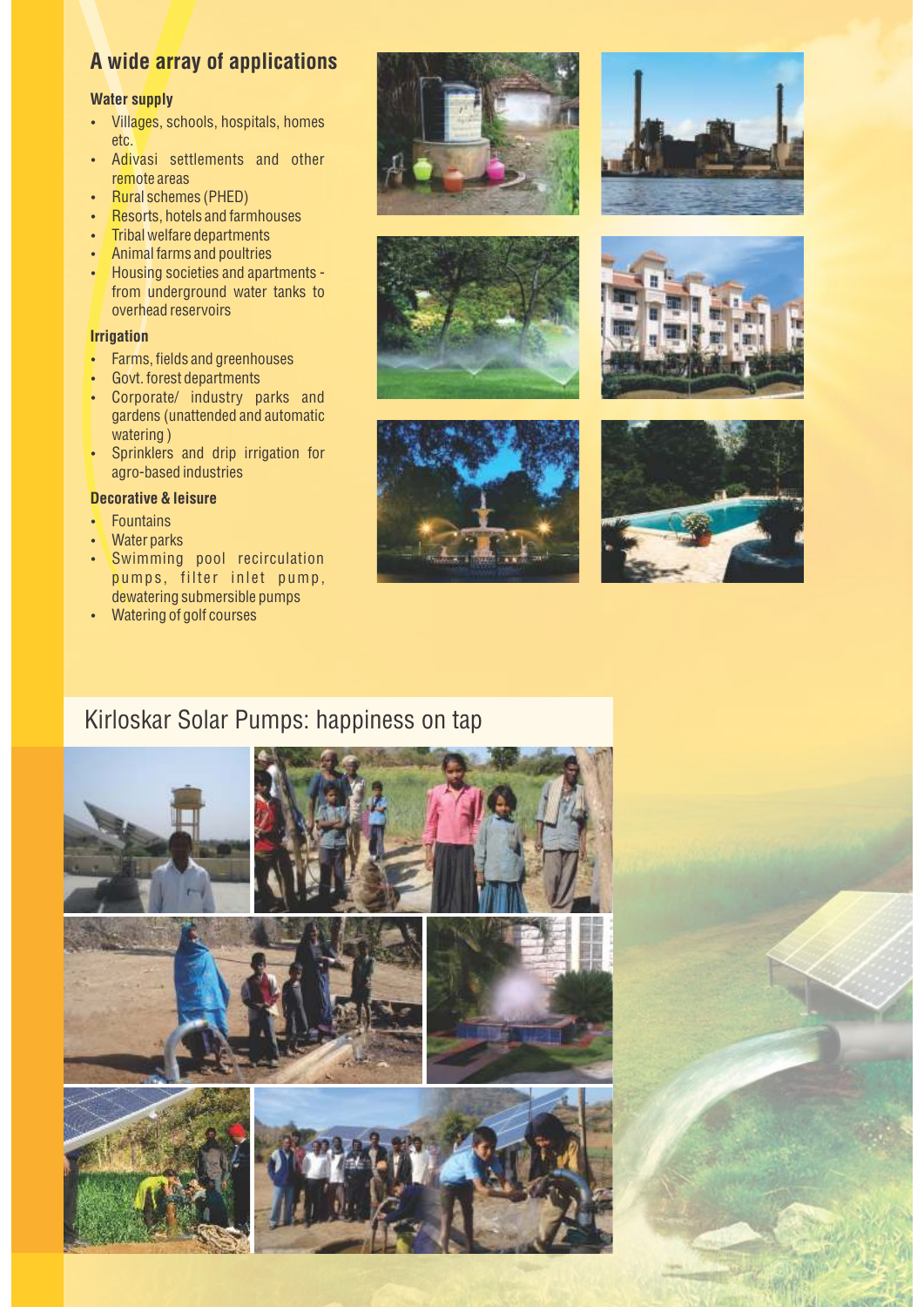## A wide array of applications

### Water supply

- Villages, schools, hospitals, homes etc.
- Adivasi settlements and other remote areas
- Rural schemes (PHED)
- Resorts, hotels and farmhouses
- Tribal welfare departments
- Animal farms and poultries
- Housing societies and apartments - from underground water tanks to overhead reservoirs

### Irrigation

- Farms, fields and greenhouses
- Govt. forest departments
- Corporate/ industry parks and gardens (unattended and automatic watering )
- Sprinklers and drip irrigation for agro-based industries

### Decorative & leisure

- Fountains
- Water parks
- Swimming pool recirculation pumps, filter inlet pump, dewatering submersible pumps
- Watering of golf courses

## Kirloskar Solar Pumps: happiness on tap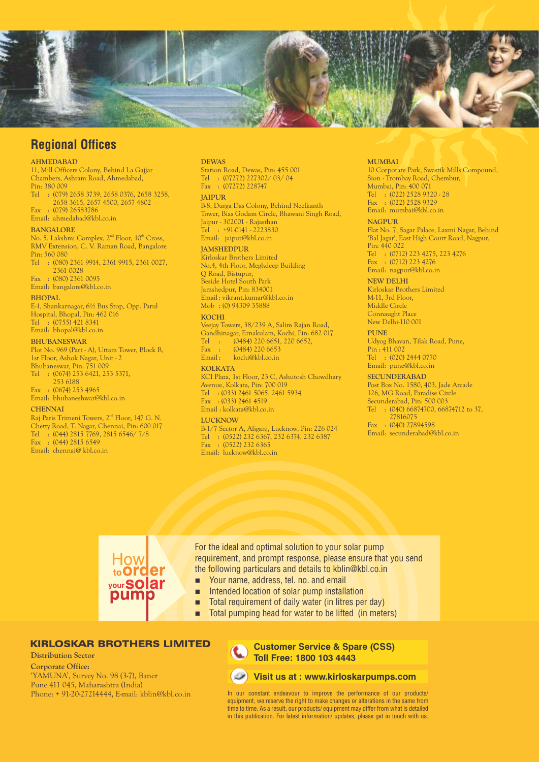## Regional Offices

**AHMEDABAD**
11, Mill Officers Colony, Behind La Gajjar Chambers, Ashram Road, Ahmedabad, Pin: 380 009
Tel : (079) 2658 3739, 2658 0376, 2658 3258, 2658 3615, 2657 4500, 2657 4802
Fax : (079) 26583786
Email: ahmedabad@kbl.co.in

**BANGALORE**
No. 5, Lakshmi Complex, 2nd Floor, 10th Cross, RMV Extension, C. V. Raman Road, Bangalore Pin: 560 080
Tel : (080) 2361 9914, 2361 9915, 2361 0027, 2361 0028
Fax : (080) 2361 0095
Email: bangalore@kbl.co.in

**BHOPAL**
E-1, Shankarnagar, 6½ Bus Stop, Opp. Parul Hospital, Bhopal, Pin: 462 016
Tel : (0755) 421 8341
Email: bhopal@kbl.co.in

**BHUBANESWAR**
Plot No. 969 (Part - A), Uttam Tower, Block B, 1st Floor, Ashok Nagar, Unit - 2 Bhubaneswar, Pin: 751 009
Tel : (0674) 253 6421, 253 5371, 253 6188
Fax : (0674) 253 4965
Email: bhubaneshwar@kbl.co.in

**CHENNAI**
Raj Paris Trimeni Towers, 2nd Floor, 147 G. N. Chetty Road, T. Nagar, Chennai, Pin: 600 017
Tel : (044) 2815 7769, 2815 6546/ 7/8
Fax : (044) 2815 6549
Email: chennai@ kbl.co.in

**DEWAS**
Station Road, Dewas, Pin: 455 001
Tel : (07272) 227302/ 03/ 04
Fax : (07272) 228747

**JAIPUR**
B-8, Durga Das Colony, Behind Neelkanth Tower, Bias Godam Circle, Bhawani Singh Road, Jaipur - 302001 - Rajasthan
Tel : +91-0141 - 2223830
Email: jaipur@kbl.co.in

**JAMSHEDPUR**
Kirloskar Brothers Limited
No.4, 4th Floor, Meghdeep Building
Q Road, Bistupur,
Beside Hotel South Park
Jamshedpur, Pin: 834001
Email : vikrant.kumar@kbl.co.in
Mob : (0) 94309 35888

**KOCHI**
Veejay Towers, 38/239 A, Salim Rajan Road, Gandhinagar, Ernakulam, Kochi, Pin: 682 017
Tel : (0484) 220 6651, 220 6652,
Fax : (0484) 220 6653
Email : kochi@kbl.co.in

**KOLKATA**
KCI Plaza, 1st Floor, 23 C, Ashutosh Chowdhary Avenue, Kolkata, Pin: 700 019
Tel : (033) 2461 5065, 2461 5934
Fax : (033) 2461 4519
Email : kolkata@kbl.co.in

**LUCKNOW**
B-1/7 Sector A, Aliganj, Lucknow, Pin: 226 024
Tel : (0522) 232 6367, 232 6374, 232 6387
Fax : (0522) 232 6365
Email: lucknow@kbl.co.in

**MUMBAI**
10 Corporate Park, Swastik Mills Compound, Sion - Trombay Road, Chembur, Mumbai, Pin: 400 071
Tel : (022) 2528 9320 - 28
Fax : (022) 2528 9329
Email: mumbai@kbl.co.in

**NAGPUR**
Flat No. 7, Sagar Palace, Laxmi Nagar, Behind 'Bal Jagar', East High Court Road, Nagpur, Pin: 440 022
Tel : (0712) 223 4275, 223 4276
Fax : (0712) 223 4276
Email: nagpur@kbl.co.in

**NEW DELHI**
Kirloskar Brothers Limited
M-11, 3rd Floor,
Middle Circle
Connaught Place
New Delhi-110 001

**PUNE**
Udyog Bhavan, Tilak Road, Pune, Pin : 411 002
Tel : (020) 2444 0770
Email: pune@kbl.co.in

**SECUNDERABAD**
Post Box No. 1580, 403, Jade Arcade 126, MG Road, Paradise Circle Secunderabad, Pin: 500 003
Tel : (040) 66874700, 66874712 to 37, 27816075
Fax : (040) 27894598
Email: secunderabad@kbl.co.in

### How to order your solar pump

For the ideal and optimal solution to your solar pump requirement, and prompt response, please ensure that you send the following particulars and details to kblin@kbl.co.in

- Your name, address, tel. no. and email
- Intended location of solar pump installation
- Total requirement of daily water (in litres per day)
- Total pumping head for water to be lifted (in meters)

**KIRLOSKAR BROTHERS LIMITED**
**Distribution Sector**
**Corporate Office:**
'YAMUNA', Survey No. 98 (3-7), Baner
Pune 411 045, Maharashtra (India)
Phone: + 91-20-27214444, E-mail: kblin@kbl.co.in

**Customer Service & Spare (CSS)**
**Toll Free: 1800 103 4443**

**Visit us at : www.kirloskarpumps.com**

In our constant endeavour to improve the performance of our products/ equipment, we reserve the right to make changes or alterations in the same from time to time. As a result, our products/ equipment may differ from what is detailed in this publication. For latest information/ updates, please get in touch with us.